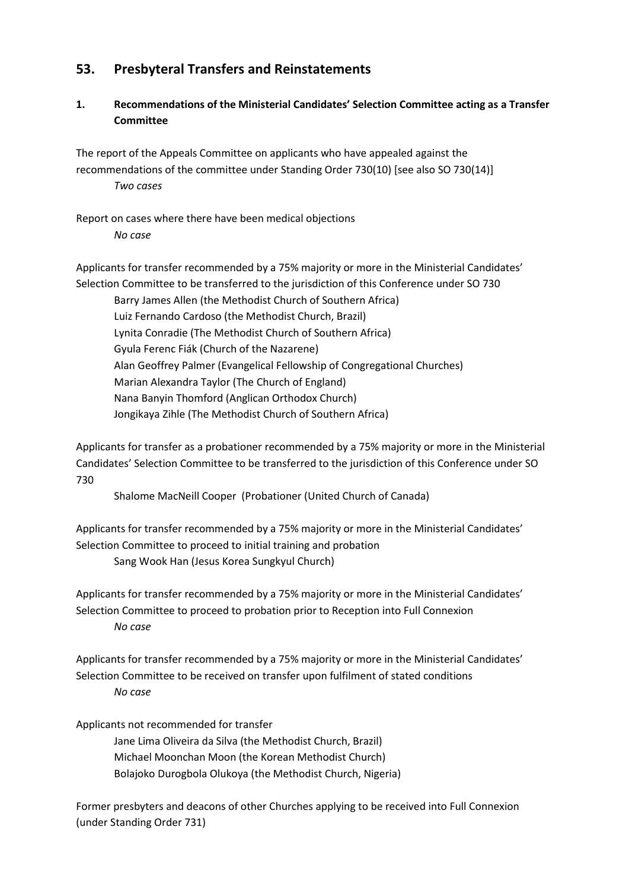## 53. Presbyteral Transfers and Reinstatements

### 1. Recommendations of the Ministerial Candidates' Selection Committee acting as a Transfer Committee

The report of the Appeals Committee on applicants who have appealed against the recommendations of the committee under Standing Order 730(10) [see also SO 730(14)]

*Two cases*

Report on cases where there have been medical objections

*No case*

Applicants for transfer recommended by a 75% majority or more in the Ministerial Candidates' Selection Committee to be transferred to the jurisdiction of this Conference under SO 730

Barry James Allen (the Methodist Church of Southern Africa)
Luiz Fernando Cardoso (the Methodist Church, Brazil)
Lynita Conradie (The Methodist Church of Southern Africa)
Gyula Ferenc Fiák (Church of the Nazarene)
Alan Geoffrey Palmer (Evangelical Fellowship of Congregational Churches)
Marian Alexandra Taylor (The Church of England)
Nana Banyin Thomford (Anglican Orthodox Church)
Jongikaya Zihle (The Methodist Church of Southern Africa)

Applicants for transfer as a probationer recommended by a 75% majority or more in the Ministerial Candidates' Selection Committee to be transferred to the jurisdiction of this Conference under SO 730

Shalome MacNeill Cooper (Probationer (United Church of Canada)

Applicants for transfer recommended by a 75% majority or more in the Ministerial Candidates' Selection Committee to proceed to initial training and probation

Sang Wook Han (Jesus Korea Sungkyul Church)

Applicants for transfer recommended by a 75% majority or more in the Ministerial Candidates' Selection Committee to proceed to probation prior to Reception into Full Connexion

*No case*

Applicants for transfer recommended by a 75% majority or more in the Ministerial Candidates' Selection Committee to be received on transfer upon fulfilment of stated conditions

*No case*

Applicants not recommended for transfer

Jane Lima Oliveira da Silva (the Methodist Church, Brazil)
Michael Moonchan Moon (the Korean Methodist Church)
Bolajoko Durogbola Olukoya (the Methodist Church, Nigeria)

Former presbyters and deacons of other Churches applying to be received into Full Connexion (under Standing Order 731)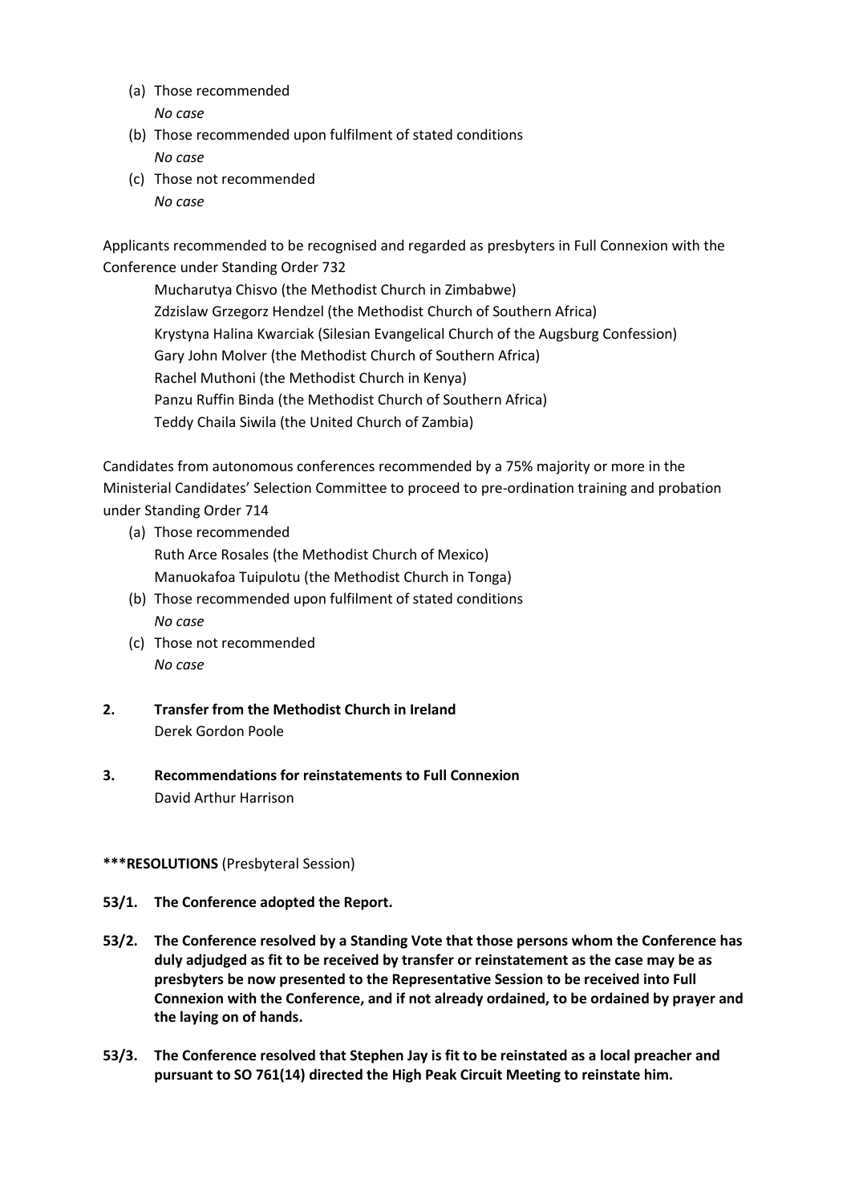(a) Those recommended
   *No case*
(b) Those recommended upon fulfilment of stated conditions
   *No case*
(c) Those not recommended
   *No case*

Applicants recommended to be recognised and regarded as presbyters in Full Connexion with the Conference under Standing Order 732

Mucharutya Chisvo (the Methodist Church in Zimbabwe)
Zdzislaw Grzegorz Hendzel (the Methodist Church of Southern Africa)
Krystyna Halina Kwarciak (Silesian Evangelical Church of the Augsburg Confession)
Gary John Molver (the Methodist Church of Southern Africa)
Rachel Muthoni (the Methodist Church in Kenya)
Panzu Ruffin Binda (the Methodist Church of Southern Africa)
Teddy Chaila Siwila (the United Church of Zambia)

Candidates from autonomous conferences recommended by a 75% majority or more in the Ministerial Candidates' Selection Committee to proceed to pre-ordination training and probation under Standing Order 714

(a) Those recommended
   Ruth Arce Rosales (the Methodist Church of Mexico)
   Manuokafoa Tuipulotu (the Methodist Church in Tonga)
(b) Those recommended upon fulfilment of stated conditions
   *No case*
(c) Those not recommended
   *No case*

**2. Transfer from the Methodist Church in Ireland**
Derek Gordon Poole

**3. Recommendations for reinstatements to Full Connexion**
David Arthur Harrison

**\*\*\*RESOLUTIONS** (Presbyteral Session)

**53/1. The Conference adopted the Report.**

**53/2. The Conference resolved by a Standing Vote that those persons whom the Conference has duly adjudged as fit to be received by transfer or reinstatement as the case may be as presbyters be now presented to the Representative Session to be received into Full Connexion with the Conference, and if not already ordained, to be ordained by prayer and the laying on of hands.**

**53/3. The Conference resolved that Stephen Jay is fit to be reinstated as a local preacher and pursuant to SO 761(14) directed the High Peak Circuit Meeting to reinstate him.**